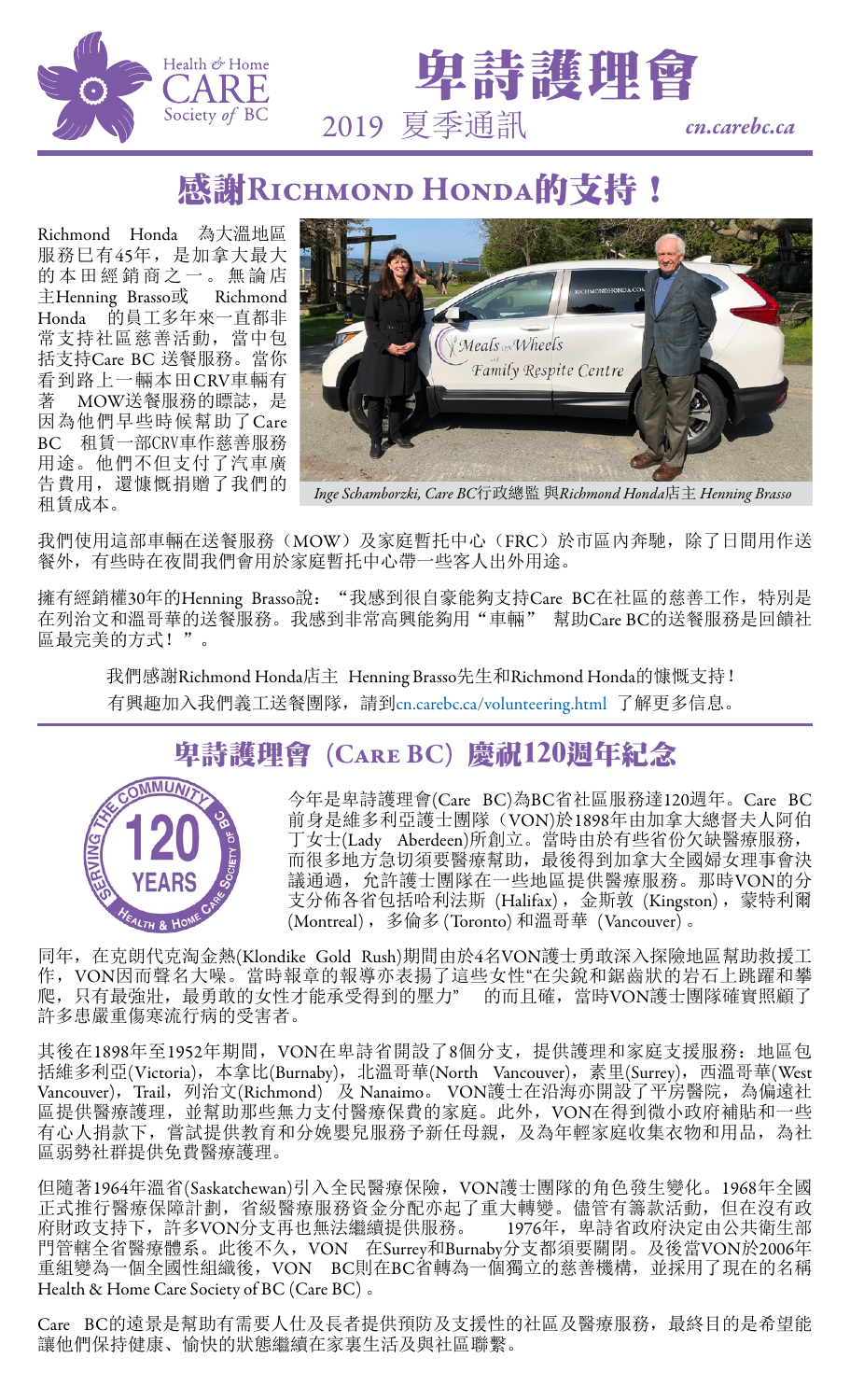Health & Home CARE Society of BC

# 卑詩護理會

2019 夏季通訊 *cn.carebc.ca*

## 感謝Richmond Honda的支持！

Richmond Honda 為大溫地區服務已有45年，是加拿大最大的本田經銷商之一。無論店主Henning Brasso或 Richmond Honda 的員工多年來一直都非常支持社區慈善活動，當中包括支持Care BC 送餐服務。當你看到路上一輛本田CRV車輛有著 MOW送餐服務的標誌，是因為他們早些時候幫助了Care BC 租賃一部CRV車作慈善服務用途。他們不但支付了汽車廣告費用，還慷慨捐贈了我們的租賃成本。

*Inge Schamborzki, Care BC*行政總監 與*Richmond Honda*店主 *Henning Brasso*

我們使用這部車輛在送餐服務（MOW）及家庭暫托中心（FRC）於市區內奔馳，除了日間用作送餐外，有些時在夜間我們會用於家庭暫托中心帶一些客人出外用途。

擁有經銷權30年的Henning Brasso說：“我感到很自豪能夠支持Care BC在社區的慈善工作，特別是在列治文和溫哥華的送餐服務。我感到非常高興能夠用“車輛” 幫助Care BC的送餐服務是回饋社區最完美的方式！”。

我們感謝Richmond Honda店主 Henning Brasso先生和Richmond Honda的慷慨支持！
有興趣加入我們義工送餐團隊，請到cn.carebc.ca/volunteering.html 了解更多信息。

## 卑詩護理會（Care BC）慶祝120週年紀念

SERVING THE COMMUNITY 120 YEARS HEALTH & HOME CARE SOCIETY OF BC

今年是卑詩護理會(Care BC)為BC省社區服務達120週年。Care BC 前身是維多利亞護士團隊（VON)於1898年由加拿大總督夫人阿伯丁女士(Lady Aberdeen)所創立。當時由於有些省份欠缺醫療服務，而很多地方急切須要醫療幫助，最後得到加拿大全國婦女理事會決議通過，允許護士團隊在一些地區提供醫療服務。那時VON的分支分佈各省包括哈利法斯 (Halifax)，金斯敦 (Kingston)，蒙特利爾 (Montreal)，多倫多 (Toronto) 和溫哥華 (Vancouver) 。

同年，在克朗代克淘金熱(Klondike Gold Rush)期間由於4名VON護士勇敢深入探險地區幫助救援工作，VON因而聲名大噪。當時報章的報導亦表揚了這些女性“在尖銳和鋸齒狀的岩石上跳躍和攀爬，只有最強壯，最勇敢的女性才能承受得到的壓力” 的而且確，當時VON護士團隊確實照顧了許多患嚴重傷寒流行病的受害者。

其後在1898年至1952年期間，VON在卑詩省開設了8個分支，提供護理和家庭支援服務：地區包括維多利亞(Victoria)，本拿比(Burnaby)，北溫哥華(North Vancouver)，素里(Surrey)，西溫哥華(West Vancouver)，Trail，列治文(Richmond) 及 Nanaimo。 VON護士在沿海亦開設了平房醫院，為偏遠社區提供醫療護理，並幫助那些無力支付醫療保費的家庭。此外，VON在得到微小政府補貼和一些有心人捐款下，嘗試提供教育和分娩嬰兒服務予新任母親，及為年輕家庭收集衣物和用品，為社區弱勢社群提供免費醫療護理。

但隨著1964年溫省(Saskatchewan)引入全民醫療保險，VON護士團隊的角色發生變化。1968年全國正式推行醫療保障計劃，省級醫療服務資金分配亦起了重大轉變。儘管有籌款活動，但在沒有政府財政支持下，許多VON分支再也無法繼續提供服務。 1976年，卑詩省政府決定由公共衛生部門管轄全省醫療體系。此後不久，VON 在Surrey和Burnaby分支都須要關閉。及後當VON於2006年重組變為一個全國性組織後，VON BC則在BC省轉為一個獨立的慈善機構，並採用了現在的名稱Health & Home Care Society of BC (Care BC) 。

Care BC的遠景是幫助有需要人仕及長者提供預防及支援性的社區及醫療服務，最終目的是希望能讓他們保持健康、愉快的狀態繼續在家裏生活及與社區聯繫。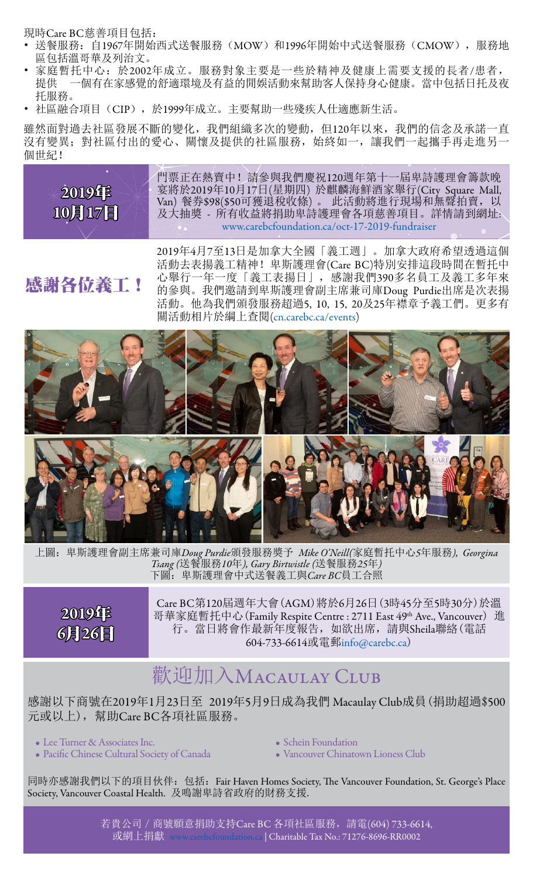現時Care BC慈善項目包括：

- 送餐服務：自1967年開始西式送餐服務（MOW）和1996年開始中式送餐服務（CMOW），服務地區包括溫哥華及列治文。
- 家庭暫托中心：於2002年成立。服務對象主要是一些於精神及健康上需要支援的長者/患者，提供 一個有在家感覺的舒適環境及有益的閒娛活動來幫助客人保持身心健康。當中包括日托及夜托服務。
- 社區融合項目（CIP），於1999年成立。主要幫助一些殘疾人仕適應新生活。

雖然面對過去社區發展不斷的變化，我們組織多次的變動，但120年以來，我們的信念及承諾一直沒有變異；對社區付出的愛心、關懷及提供的社區服務，始終如一，讓我們一起攜手再走進另一個世紀！

**2019年10月17日**

門票正在熱賣中！請參與我們慶祝120週年第十一屆卑詩護理會籌款晚宴將於2019年10月17日(星期四) 於麒麟海鮮酒家舉行(City Square Mall, Van) 餐券$98($50可獲退稅收條) 。 此活動將進行現場和無聲拍賣，以及大抽獎 - 所有收益將捐助卑詩護理會各項慈善項目。詳情請到網址: www.carebcfoundation.ca/oct-17-2019-fundraiser

## 感謝各位義工！

2019年4月7至13日是加拿大全國「義工週」。加拿大政府希望透過這個活動去表揚義工精神！卑斯護理會(Care BC)特別安排這段時間在暫托中心舉行一年一度「義工表揚日」，感謝我們390多名員工及義工多年來的參與。我們邀請到卑斯護理會副主席兼司庫Doug Purdie出席是次表揚活動。他為我們頒發服務超過5, 10, 15, 20及25年襟章予義工們。更多有關活動相片於網上查閱(cn.carebc.ca/events)

上圖：卑斯護理會副主席兼司庫*Doug Purdie*頒發服務獎予 *Mike O'Neill(*家庭暫托中心*5*年服務*), Georgina Tsang (*送餐服務*10*年*), Gary Birtwistle (*送餐服務*25*年*)*
下圖：卑斯護理會中式送餐義工與*Care BC*員工合照

**2019年6月26日**

Care BC第120屆週年大會(AGM)將於6月26日(3時45分至5時30分)於溫哥華家庭暫托中心(Family Respite Centre : 2711 East 49th Ave., Vancouver) 進行。當日將會作最新年度報告，如欲出席，請與Sheila聯絡(電話604-733-6614或電郵info@carebc.ca)

## 歡迎加入Macaulay Club

感謝以下商號在2019年1月23日至 2019年5月9日成為我們 Macaulay Club成員(捐助超過$500元或以上)，幫助Care BC各項社區服務。

- Lee Turner & Associates Inc.
- Pacific Chinese Cultural Society of Canada
- Schein Foundation
- Vancouver Chinatown Lioness Club

同時亦感謝我們以下的項目伙伴：包括：Fair Haven Homes Society, The Vancouver Foundation, St. George's Place Society, Vancouver Coastal Health. 及鳴謝卑詩省政府的財務支援.

若貴公司 / 商號願意捐助支持Care BC 各項社區服務，請電(604) 733-6614, 或網上捐獻 www.carebcfoundation.ca | Charitable Tax No.: 71276-8696-RR0002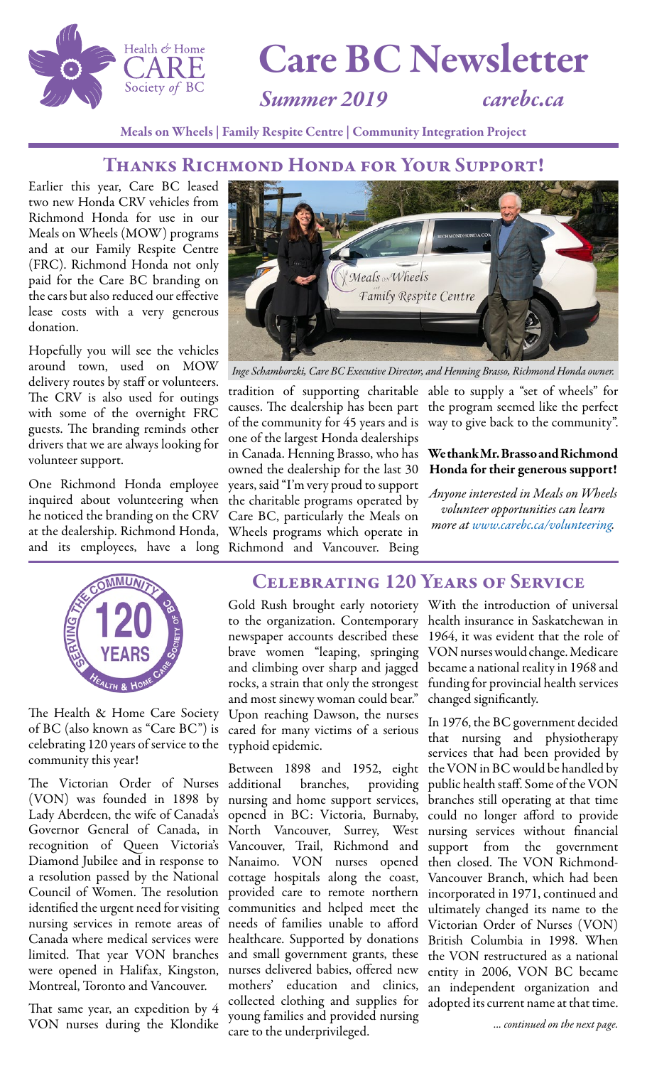# Care BC Newsletter

*Summer 2019* *carebc.ca*

Meals on Wheels | Family Respite Centre | Community Integration Project

## Thanks Richmond Honda for Your Support!

Earlier this year, Care BC leased two new Honda CRV vehicles from Richmond Honda for use in our Meals on Wheels (MOW) programs and at our Family Respite Centre (FRC). Richmond Honda not only paid for the Care BC branding on the cars but also reduced our effective lease costs with a very generous donation.

Hopefully you will see the vehicles around town, used on MOW delivery routes by staff or volunteers. The CRV is also used for outings with some of the overnight FRC guests. The branding reminds other drivers that we are always looking for volunteer support.

One Richmond Honda employee inquired about volunteering when he noticed the branding on the CRV at the dealership. Richmond Honda, and its employees, have a long tradition of supporting charitable causes. The dealership has been part of the community for 45 years and is one of the largest Honda dealerships in Canada. Henning Brasso, who has owned the dealership for the last 30 years, said "I'm very proud to support the charitable programs operated by Care BC, particularly the Meals on Wheels programs which operate in Richmond and Vancouver. Being able to supply a "set of wheels" for the program seemed like the perfect way to give back to the community".

*Inge Schamborzki, Care BC Executive Director, and Henning Brasso, Richmond Honda owner.*

**We thank Mr. Brasso and Richmond Honda for their generous support!**

*Anyone interested in Meals on Wheels volunteer opportunities can learn more at www.carebc.ca/volunteering.*

## Celebrating 120 Years of Service

The Health & Home Care Society of BC (also known as "Care BC") is celebrating 120 years of service to the community this year!

The Victorian Order of Nurses (VON) was founded in 1898 by Lady Aberdeen, the wife of Canada's Governor General of Canada, in recognition of Queen Victoria's Diamond Jubilee and in response to a resolution passed by the National Council of Women. The resolution identified the urgent need for visiting nursing services in remote areas of Canada where medical services were limited. That year VON branches were opened in Halifax, Kingston, Montreal, Toronto and Vancouver.

That same year, an expedition by 4 VON nurses during the Klondike Gold Rush brought early notoriety to the organization. Contemporary newspaper accounts described these brave women "leaping, springing and climbing over sharp and jagged rocks, a strain that only the strongest and most sinewy woman could bear." Upon reaching Dawson, the nurses cared for many victims of a serious typhoid epidemic.

Between 1898 and 1952, eight additional branches, providing nursing and home support services, opened in BC: Victoria, Burnaby, North Vancouver, Surrey, West Vancouver, Trail, Richmond and Nanaimo. VON nurses opened cottage hospitals along the coast, provided care to remote northern communities and helped meet the needs of families unable to afford healthcare. Supported by donations and small government grants, these nurses delivered babies, offered new mothers' education and clinics, collected clothing and supplies for young families and provided nursing care to the underprivileged.

With the introduction of universal health insurance in Saskatchewan in 1964, it was evident that the role of VON nurses would change. Medicare became a national reality in 1968 and funding for provincial health services changed significantly.

In 1976, the BC government decided that nursing and physiotherapy services that had been provided by the VON in BC would be handled by public health staff. Some of the VON branches still operating at that time could no longer afford to provide nursing services without financial support from the government then closed. The VON Richmond-Vancouver Branch, which had been incorporated in 1971, continued and ultimately changed its name to the Victorian Order of Nurses (VON) British Columbia in 1998. When the VON restructured as a national entity in 2006, VON BC became an independent organization and adopted its current name at that time.

*... continued on the next page.*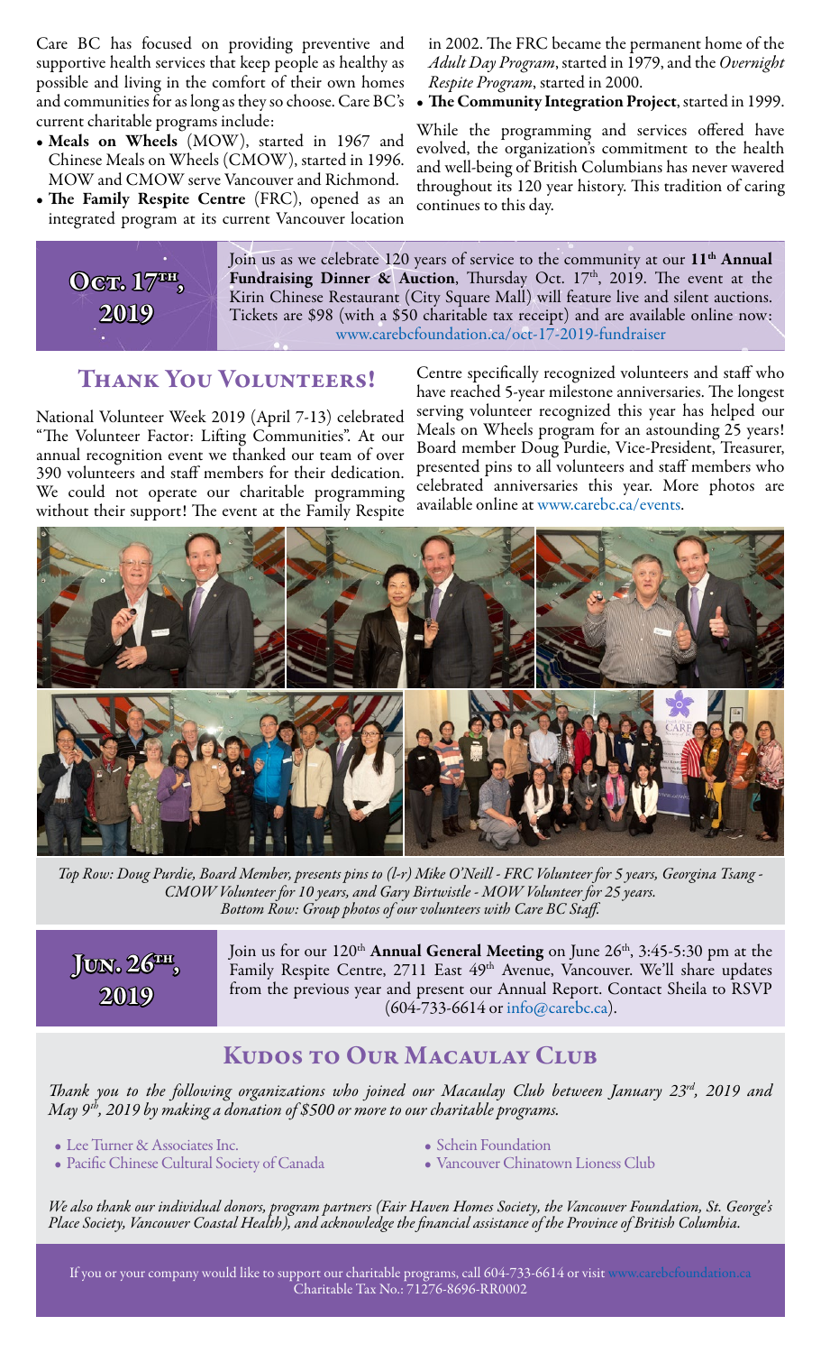Care BC has focused on providing preventive and supportive health services that keep people as healthy as possible and living in the comfort of their own homes and communities for as long as they so choose. Care BC's current charitable programs include:

- **Meals on Wheels** (MOW), started in 1967 and Chinese Meals on Wheels (CMOW), started in 1996. MOW and CMOW serve Vancouver and Richmond.
- **The Family Respite Centre** (FRC), opened as an integrated program at its current Vancouver location in 2002. The FRC became the permanent home of the *Adult Day Program*, started in 1979, and the *Overnight Respite Program*, started in 2000.
- **The Community Integration Project**, started in 1999.

While the programming and services offered have evolved, the organization's commitment to the health and well-being of British Columbians has never wavered throughout its 120 year history. This tradition of caring continues to this day.

**Oct. 17th, 2019**

Join us as we celebrate 120 years of service to the community at our **11th Annual Fundraising Dinner & Auction**, Thursday Oct. 17th, 2019. The event at the Kirin Chinese Restaurant (City Square Mall) will feature live and silent auctions. Tickets are $98 (with a $50 charitable tax receipt) and are available online now: www.carebcfoundation.ca/oct-17-2019-fundraiser

## Thank You Volunteers!

National Volunteer Week 2019 (April 7-13) celebrated "The Volunteer Factor: Lifting Communities". At our annual recognition event we thanked our team of over 390 volunteers and staff members for their dedication. We could not operate our charitable programming without their support! The event at the Family Respite Centre specifically recognized volunteers and staff who have reached 5-year milestone anniversaries. The longest serving volunteer recognized this year has helped our Meals on Wheels program for an astounding 25 years! Board member Doug Purdie, Vice-President, Treasurer, presented pins to all volunteers and staff members who celebrated anniversaries this year. More photos are available online at www.carebc.ca/events.

*Top Row: Doug Purdie, Board Member, presents pins to (l-r) Mike O'Neill - FRC Volunteer for 5 years, Georgina Tsang - CMOW Volunteer for 10 years, and Gary Birtwistle - MOW Volunteer for 25 years.*
*Bottom Row: Group photos of our volunteers with Care BC Staff.*

**Jun. 26th, 2019**

Join us for our 120th **Annual General Meeting** on June 26th, 3:45-5:30 pm at the Family Respite Centre, 2711 East 49th Avenue, Vancouver. We'll share updates from the previous year and present our Annual Report. Contact Sheila to RSVP (604-733-6614 or info@carebc.ca).

## Kudos to Our Macaulay Club

*Thank you to the following organizations who joined our Macaulay Club between January 23rd, 2019 and May 9th, 2019 by making a donation of $500 or more to our charitable programs.*

- Lee Turner & Associates Inc.
- Pacific Chinese Cultural Society of Canada
- Schein Foundation
- Vancouver Chinatown Lioness Club

*We also thank our individual donors, program partners (Fair Haven Homes Society, the Vancouver Foundation, St. George's Place Society, Vancouver Coastal Health), and acknowledge the financial assistance of the Province of British Columbia.*

If you or your company would like to support our charitable programs, call 604-733-6614 or visit www.carebcfoundation.ca
Charitable Tax No.: 71276-8696-RR0002